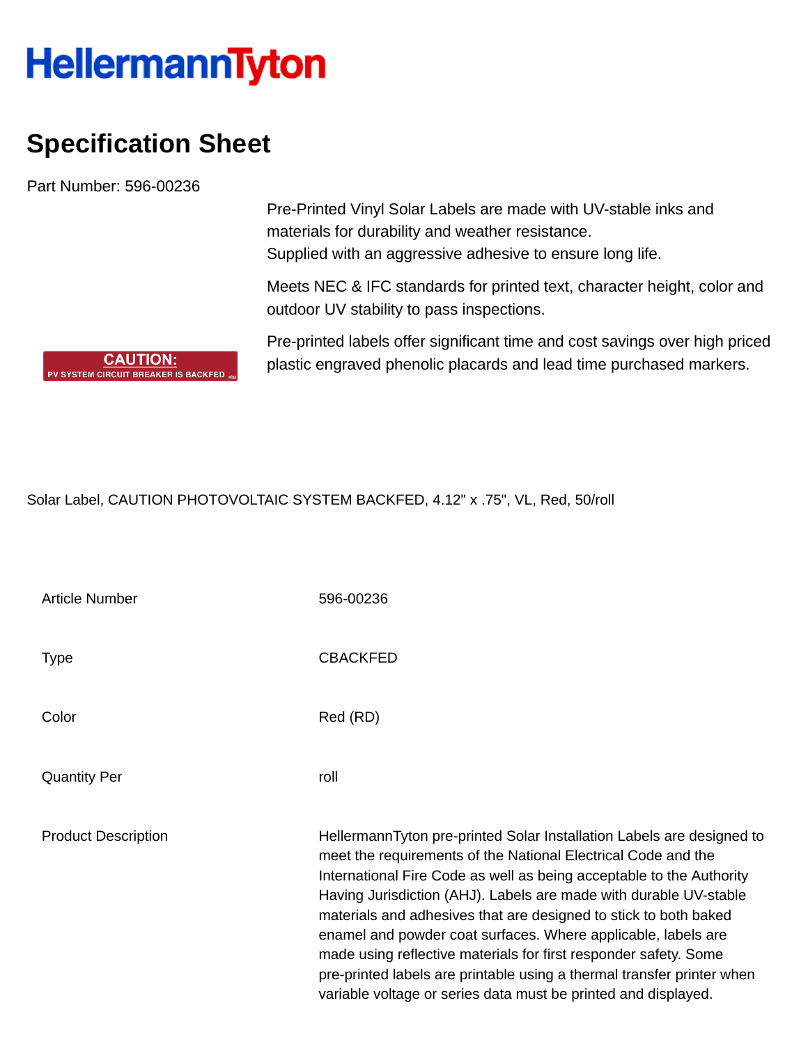HellermannTyton

# Specification Sheet

Part Number: 596-00236

CAUTION:
PV SYSTEM CIRCUIT BREAKER IS BACKFED

Pre-Printed Vinyl Solar Labels are made with UV-stable inks and materials for durability and weather resistance.
Supplied with an aggressive adhesive to ensure long life.

Meets NEC & IFC standards for printed text, character height, color and outdoor UV stability to pass inspections.

Pre-printed labels offer significant time and cost savings over high priced plastic engraved phenolic placards and lead time purchased markers.

Solar Label, CAUTION PHOTOVOLTAIC SYSTEM BACKFED, 4.12" x .75", VL, Red, 50/roll

| | |
|---|---|
| Article Number | 596-00236 |
| Type | CBACKFED |
| Color | Red (RD) |
| Quantity Per | roll |
| Product Description | HellermannTyton pre-printed Solar Installation Labels are designed to meet the requirements of the National Electrical Code and the International Fire Code as well as being acceptable to the Authority Having Jurisdiction (AHJ). Labels are made with durable UV-stable materials and adhesives that are designed to stick to both baked enamel and powder coat surfaces. Where applicable, labels are made using reflective materials for first responder safety. Some pre-printed labels are printable using a thermal transfer printer when variable voltage or series data must be printed and displayed. |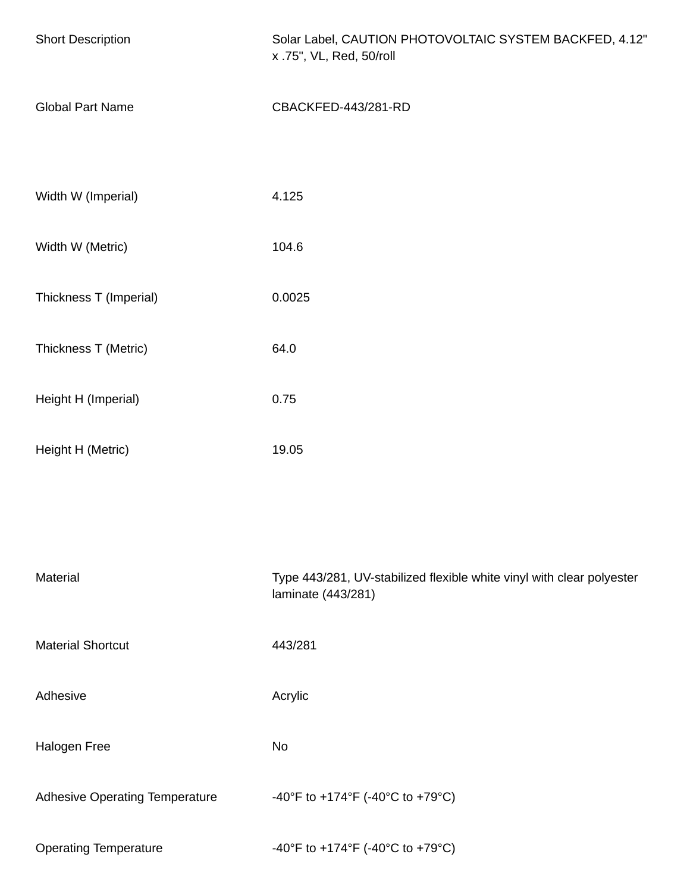| | |
|---|---|
| Short Description | Solar Label, CAUTION PHOTOVOLTAIC SYSTEM BACKFED, 4.12" x .75", VL, Red, 50/roll |
| Global Part Name | CBACKFED-443/281-RD |
| Width W (Imperial) | 4.125 |
| Width W (Metric) | 104.6 |
| Thickness T (Imperial) | 0.0025 |
| Thickness T (Metric) | 64.0 |
| Height H (Imperial) | 0.75 |
| Height H (Metric) | 19.05 |
| Material | Type 443/281, UV-stabilized flexible white vinyl with clear polyester laminate (443/281) |
| Material Shortcut | 443/281 |
| Adhesive | Acrylic |
| Halogen Free | No |
| Adhesive Operating Temperature | -40°F to +174°F (-40°C to +79°C) |
| Operating Temperature | -40°F to +174°F (-40°C to +79°C) |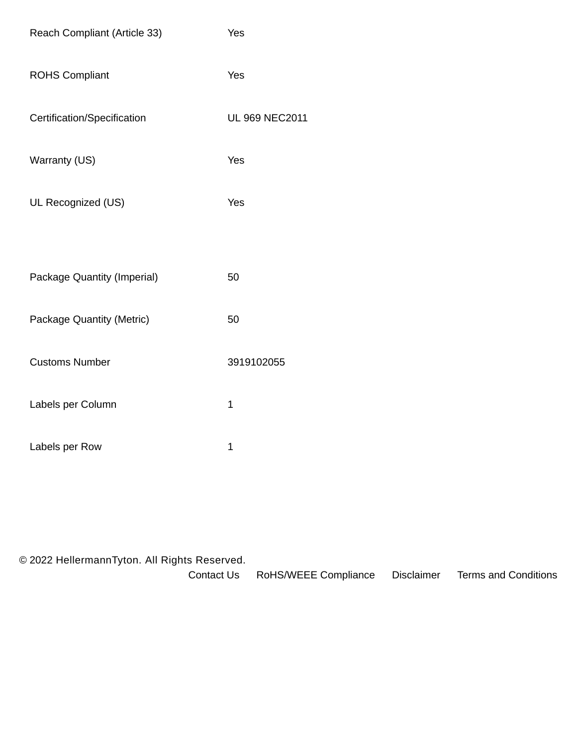| | |
|---|---|
| Reach Compliant (Article 33) | Yes |
| ROHS Compliant | Yes |
| Certification/Specification | UL 969 NEC2011 |
| Warranty (US) | Yes |
| UL Recognized (US) | Yes |

| | |
|---|---|
| Package Quantity (Imperial) | 50 |
| Package Quantity (Metric) | 50 |
| Customs Number | 3919102055 |
| Labels per Column | 1 |
| Labels per Row | 1 |

© 2022 HellermannTyton. All Rights Reserved.

Contact Us    RoHS/WEEE Compliance    Disclaimer    Terms and Conditions